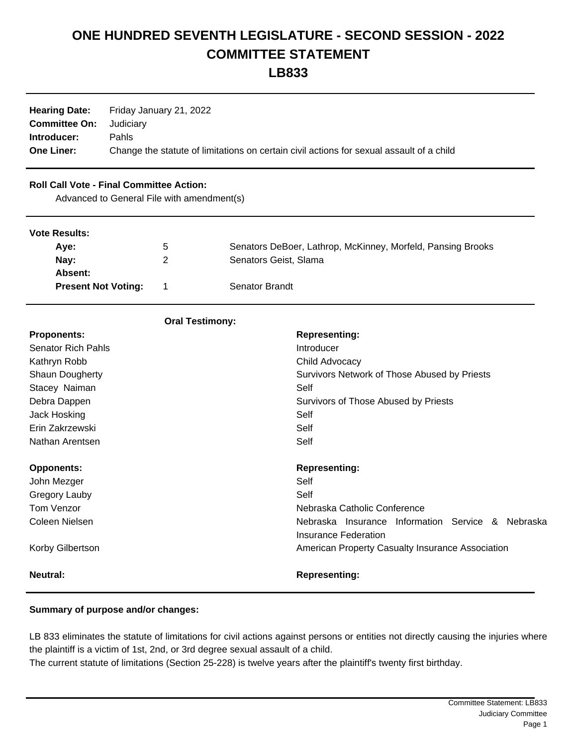# ONE HUNDRED SEVENTH LEGISLATURE - SECOND SESSION - 2022
# COMMITTEE STATEMENT
# LB833

| | |
|---|---|
| **Hearing Date:** | Friday January 21, 2022 |
| **Committee On:** | Judiciary |
| **Introducer:** | Pahls |
| **One Liner:** | Change the statute of limitations on certain civil actions for sexual assault of a child |

**Roll Call Vote - Final Committee Action:**

Advanced to General File with amendment(s)

**Vote Results:**

| | | |
|---|---|---|
| **Aye:** | 5 | Senators DeBoer, Lathrop, McKinney, Morfeld, Pansing Brooks |
| **Nay:** | 2 | Senators Geist, Slama |
| **Absent:** | | |
| **Present Not Voting:** | 1 | Senator Brandt |

**Oral Testimony:**

| **Proponents:** | **Representing:** |
|---|---|
| Senator Rich Pahls | Introducer |
| Kathryn Robb | Child Advocacy |
| Shaun Dougherty | Survivors Network of Those Abused by Priests |
| Stacey Naiman | Self |
| Debra Dappen | Survivors of Those Abused by Priests |
| Jack Hosking | Self |
| Erin Zakrzewski | Self |
| Nathan Arentsen | Self |

| **Opponents:** | **Representing:** |
|---|---|
| John Mezger | Self |
| Gregory Lauby | Self |
| Tom Venzor | Nebraska Catholic Conference |
| Coleen Nielsen | Nebraska Insurance Information Service & Nebraska Insurance Federation |
| Korby Gilbertson | American Property Casualty Insurance Association |

| **Neutral:** | **Representing:** |
|---|---|

**Summary of purpose and/or changes:**

LB 833 eliminates the statute of limitations for civil actions against persons or entities not directly causing the injuries where the plaintiff is a victim of 1st, 2nd, or 3rd degree sexual assault of a child.
The current statute of limitations (Section 25-228) is twelve years after the plaintiff's twenty first birthday.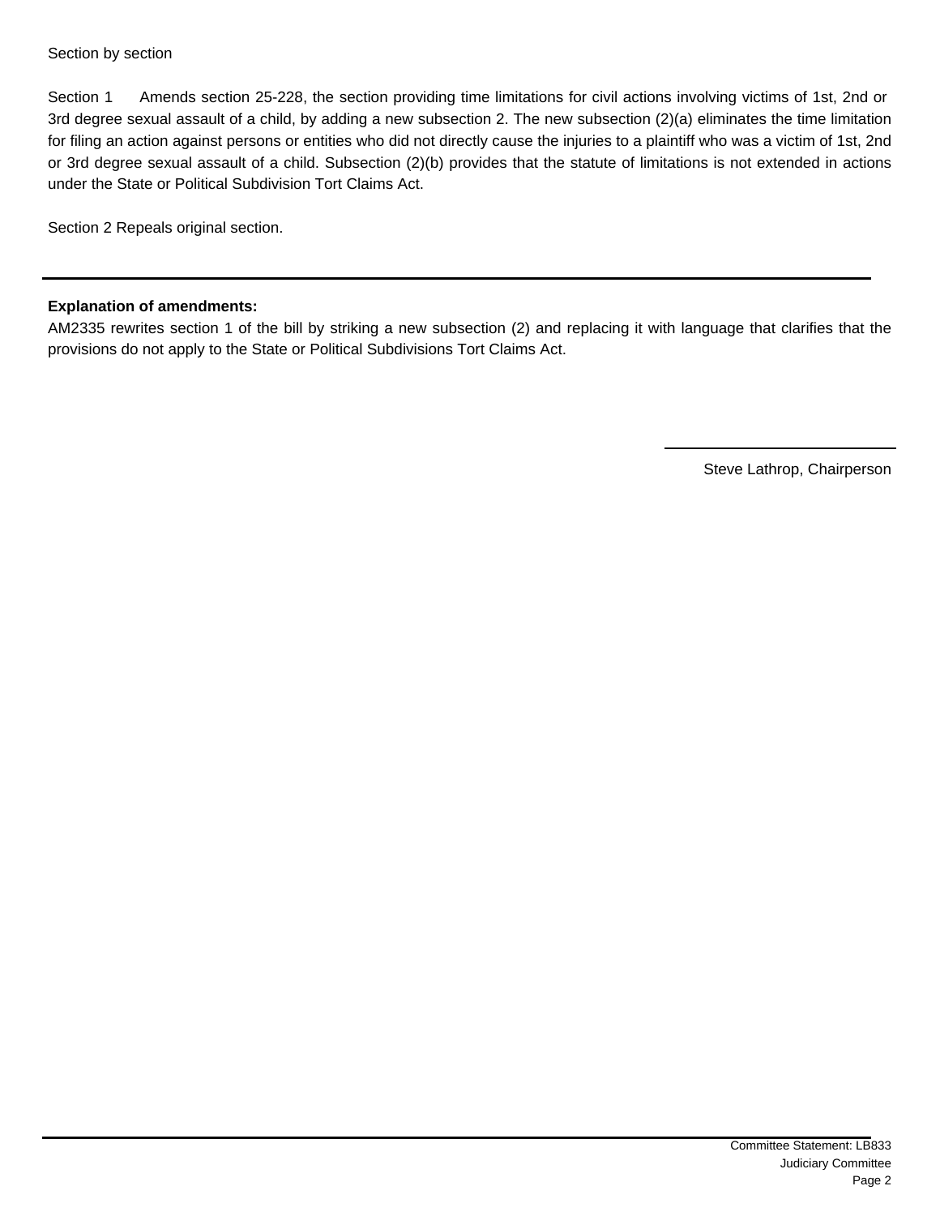Section by section

Section 1 Amends section 25-228, the section providing time limitations for civil actions involving victims of 1st, 2nd or 3rd degree sexual assault of a child, by adding a new subsection 2. The new subsection (2)(a) eliminates the time limitation for filing an action against persons or entities who did not directly cause the injuries to a plaintiff who was a victim of 1st, 2nd or 3rd degree sexual assault of a child. Subsection (2)(b) provides that the statute of limitations is not extended in actions under the State or Political Subdivision Tort Claims Act.

Section 2 Repeals original section.

---

**Explanation of amendments:**

AM2335 rewrites section 1 of the bill by striking a new subsection (2) and replacing it with language that clarifies that the provisions do not apply to the State or Political Subdivisions Tort Claims Act.

Steve Lathrop, Chairperson